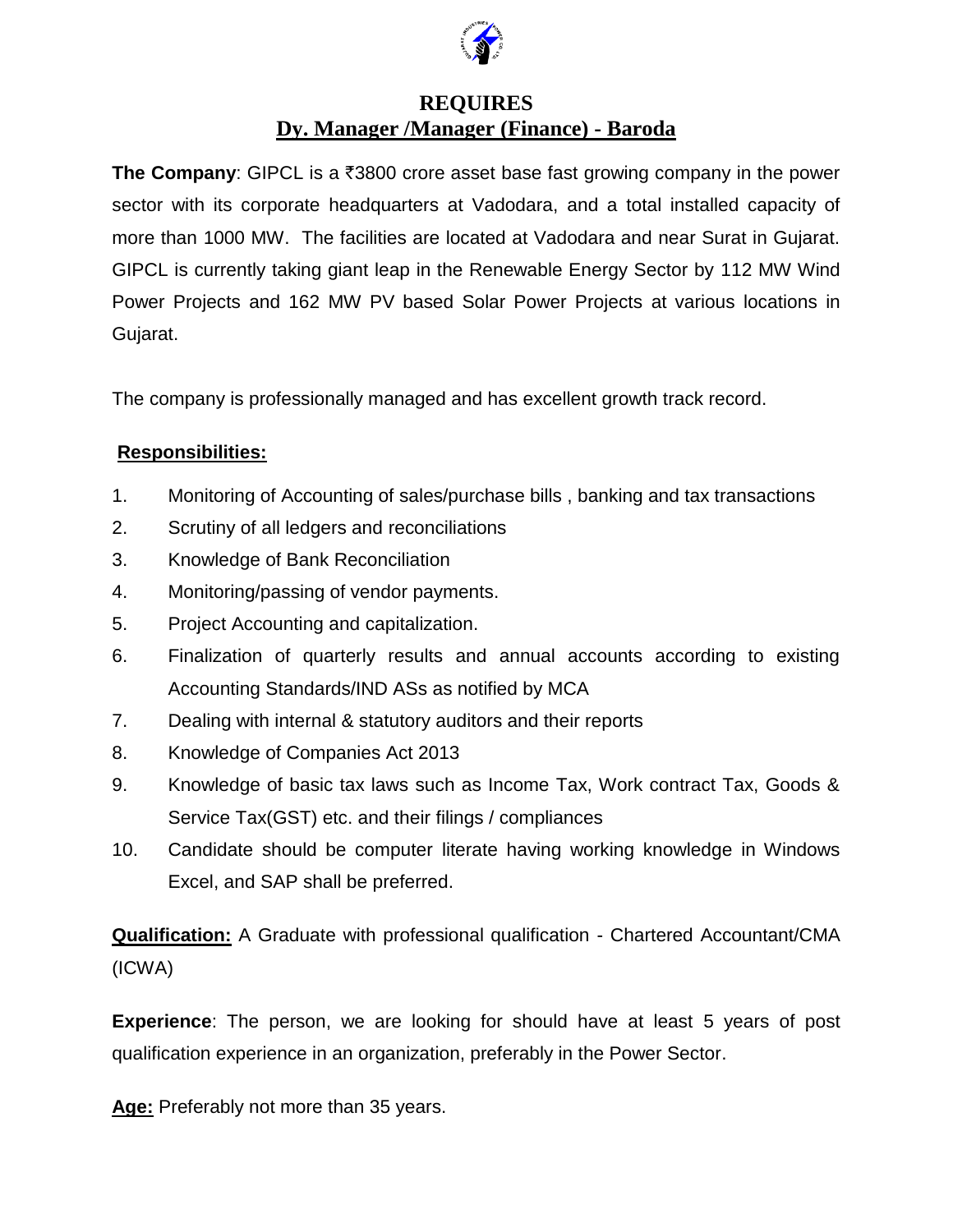# REQUIRES

## Dy. Manager /Manager (Finance) - Baroda

**The Company**: GIPCL is a ₹3800 crore asset base fast growing company in the power sector with its corporate headquarters at Vadodara, and a total installed capacity of more than 1000 MW. The facilities are located at Vadodara and near Surat in Gujarat. GIPCL is currently taking giant leap in the Renewable Energy Sector by 112 MW Wind Power Projects and 162 MW PV based Solar Power Projects at various locations in Gujarat.

The company is professionally managed and has excellent growth track record.

**Responsibilities:**

1. Monitoring of Accounting of sales/purchase bills , banking and tax transactions
2. Scrutiny of all ledgers and reconciliations
3. Knowledge of Bank Reconciliation
4. Monitoring/passing of vendor payments.
5. Project Accounting and capitalization.
6. Finalization of quarterly results and annual accounts according to existing Accounting Standards/IND ASs as notified by MCA
7. Dealing with internal & statutory auditors and their reports
8. Knowledge of Companies Act 2013
9. Knowledge of basic tax laws such as Income Tax, Work contract Tax, Goods & Service Tax(GST) etc. and their filings / compliances
10. Candidate should be computer literate having working knowledge in Windows Excel, and SAP shall be preferred.

**Qualification:** A Graduate with professional qualification - Chartered Accountant/CMA (ICWA)

**Experience**: The person, we are looking for should have at least 5 years of post qualification experience in an organization, preferably in the Power Sector.

**Age:** Preferably not more than 35 years.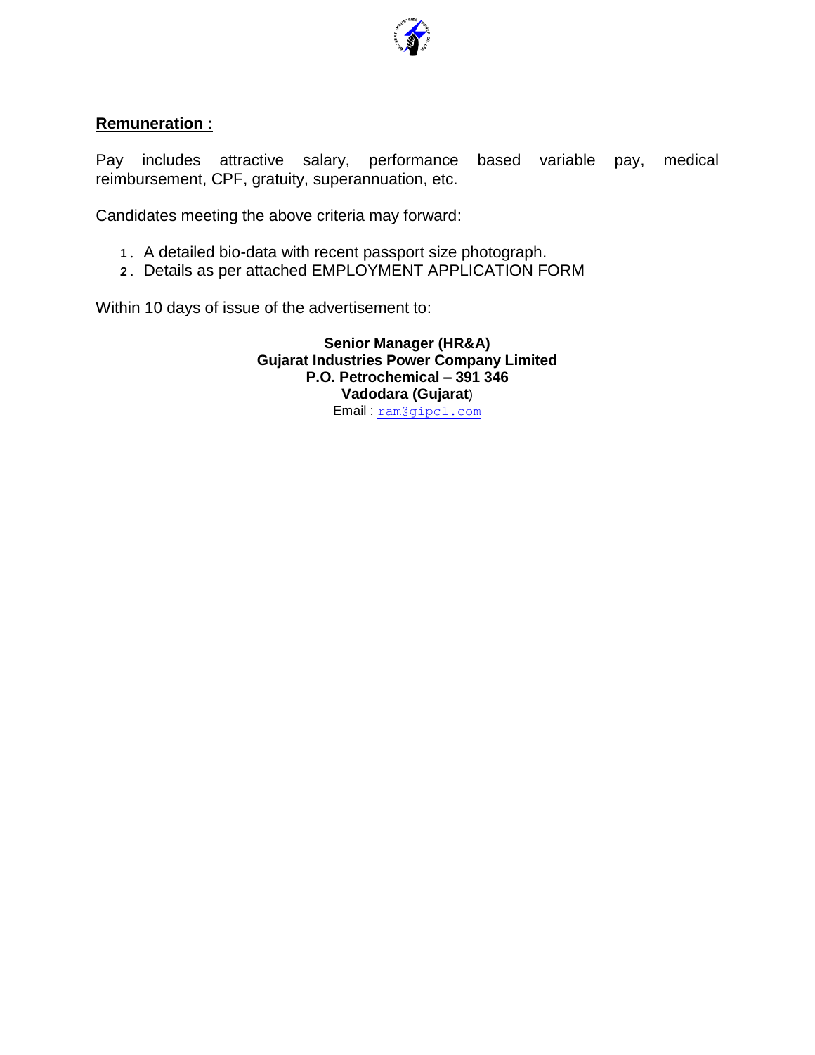## Remuneration :

Pay includes attractive salary, performance based variable pay, medical reimbursement, CPF, gratuity, superannuation, etc.

Candidates meeting the above criteria may forward:

1. A detailed bio-data with recent passport size photograph.
2. Details as per attached EMPLOYMENT APPLICATION FORM

Within 10 days of issue of the advertisement to:

**Senior Manager (HR&A)**
**Gujarat Industries Power Company Limited**
**P.O. Petrochemical – 391 346**
**Vadodara (Gujarat)**
Email : ram@gipcl.com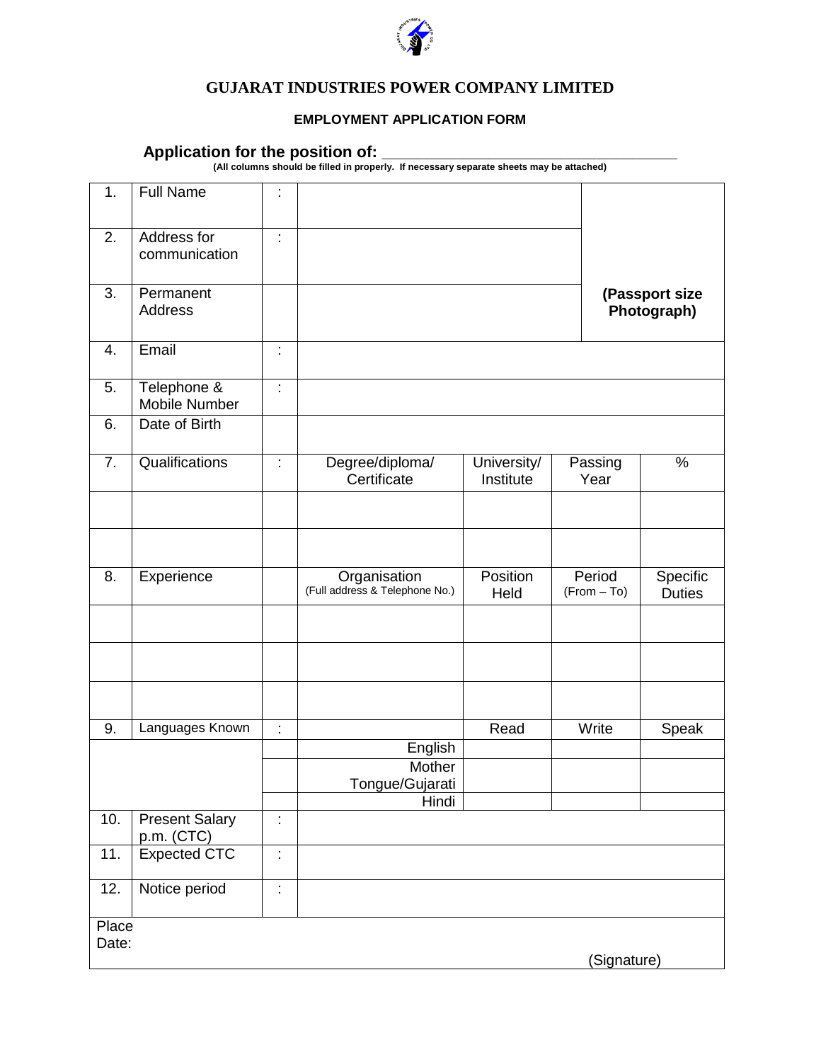# GUJARAT INDUSTRIES POWER COMPANY LIMITED

## EMPLOYMENT APPLICATION FORM

**Application for the position of: ___________________________________**

**(All columns should be filled in properly. If necessary separate sheets may be attached)**

| | | | | | | |
|---|---|---|---|---|---|---|
| 1. | Full Name | : | | | (Passport size Photograph) | |
| 2. | Address for communication | : | | | | |
| 3. | Permanent Address | | | | | |
| 4. | Email | : | | | | |
| 5. | Telephone & Mobile Number | : | | | | |
| 6. | Date of Birth | | | | | |
| 7. | Qualifications | : | Degree/diploma/ Certificate | University/ Institute | Passing Year | % |
| | | | | | | |
| | | | | | | |
| 8. | Experience | | Organisation (Full address & Telephone No.) | Position Held | Period (From – To) | Specific Duties |
| | | | | | | |
| | | | | | | |
| | | | | | | |
| 9. | Languages Known | : | | Read | Write | Speak |
| | | | English | | | |
| | | | Mother Tongue/Gujarati | | | |
| | | | Hindi | | | |
| 10. | Present Salary p.m. (CTC) | : | | | | |
| 11. | Expected CTC | : | | | | |
| 12. | Notice period | : | | | | |

Place

Date:

(Signature)